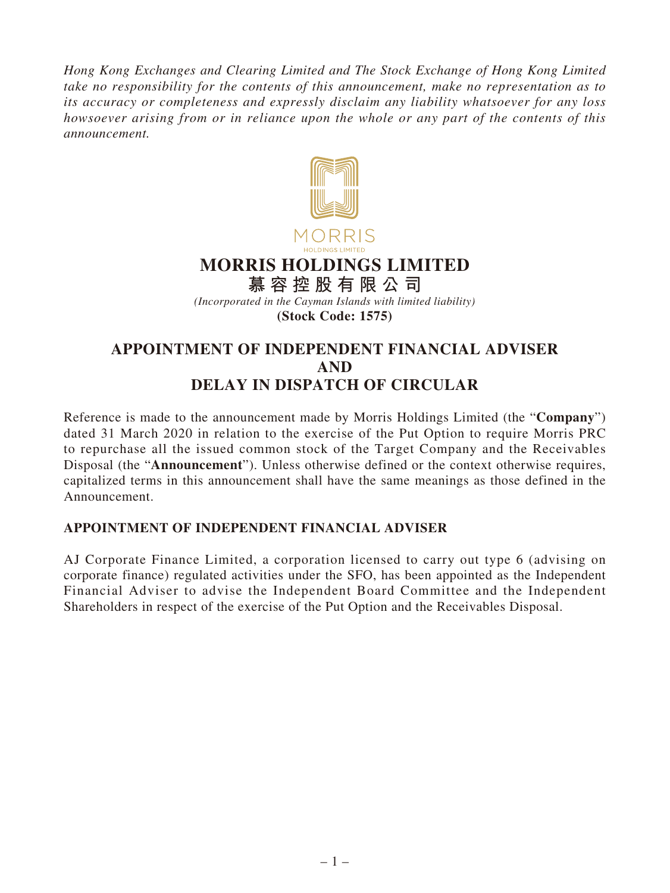*Hong Kong Exchanges and Clearing Limited and The Stock Exchange of Hong Kong Limited take no responsibility for the contents of this announcement, make no representation as to its accuracy or completeness and expressly disclaim any liability whatsoever for any loss howsoever arising from or in reliance upon the whole or any part of the contents of this announcement.*

# MORRIS HOLDINGS LIMITED

# 慕容控股有限公司

*(Incorporated in the Cayman Islands with limited liability)*

**(Stock Code: 1575)**

## APPOINTMENT OF INDEPENDENT FINANCIAL ADVISER AND DELAY IN DISPATCH OF CIRCULAR

Reference is made to the announcement made by Morris Holdings Limited (the "**Company**") dated 31 March 2020 in relation to the exercise of the Put Option to require Morris PRC to repurchase all the issued common stock of the Target Company and the Receivables Disposal (the "**Announcement**"). Unless otherwise defined or the context otherwise requires, capitalized terms in this announcement shall have the same meanings as those defined in the Announcement.

### APPOINTMENT OF INDEPENDENT FINANCIAL ADVISER

AJ Corporate Finance Limited, a corporation licensed to carry out type 6 (advising on corporate finance) regulated activities under the SFO, has been appointed as the Independent Financial Adviser to advise the Independent Board Committee and the Independent Shareholders in respect of the exercise of the Put Option and the Receivables Disposal.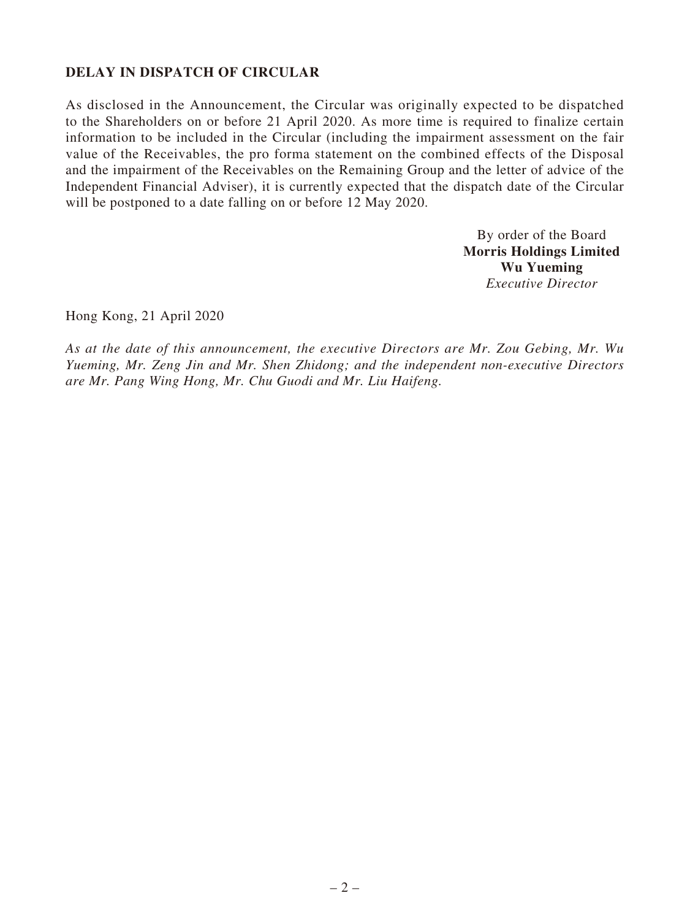**DELAY IN DISPATCH OF CIRCULAR**

As disclosed in the Announcement, the Circular was originally expected to be dispatched to the Shareholders on or before 21 April 2020. As more time is required to finalize certain information to be included in the Circular (including the impairment assessment on the fair value of the Receivables, the pro forma statement on the combined effects of the Disposal and the impairment of the Receivables on the Remaining Group and the letter of advice of the Independent Financial Adviser), it is currently expected that the dispatch date of the Circular will be postponed to a date falling on or before 12 May 2020.

By order of the Board
**Morris Holdings Limited**
**Wu Yueming**
*Executive Director*

Hong Kong, 21 April 2020

*As at the date of this announcement, the executive Directors are Mr. Zou Gebing, Mr. Wu Yueming, Mr. Zeng Jin and Mr. Shen Zhidong; and the independent non-executive Directors are Mr. Pang Wing Hong, Mr. Chu Guodi and Mr. Liu Haifeng.*